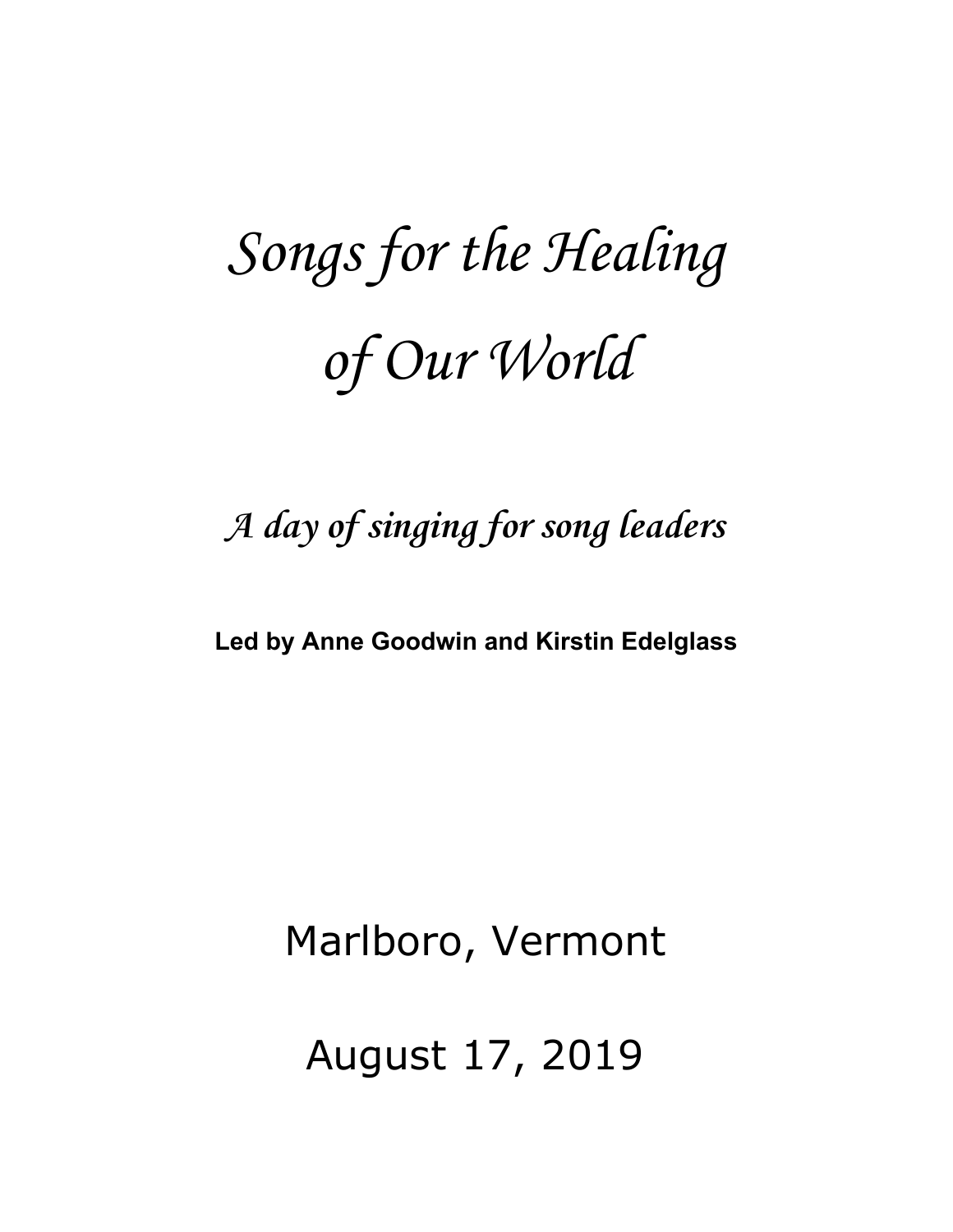# *Songs for the Healing of Our World*

## *A day of singing for song leaders*

**Led by Anne Goodwin and Kirstin Edelglass**

Marlboro, Vermont

August 17, 2019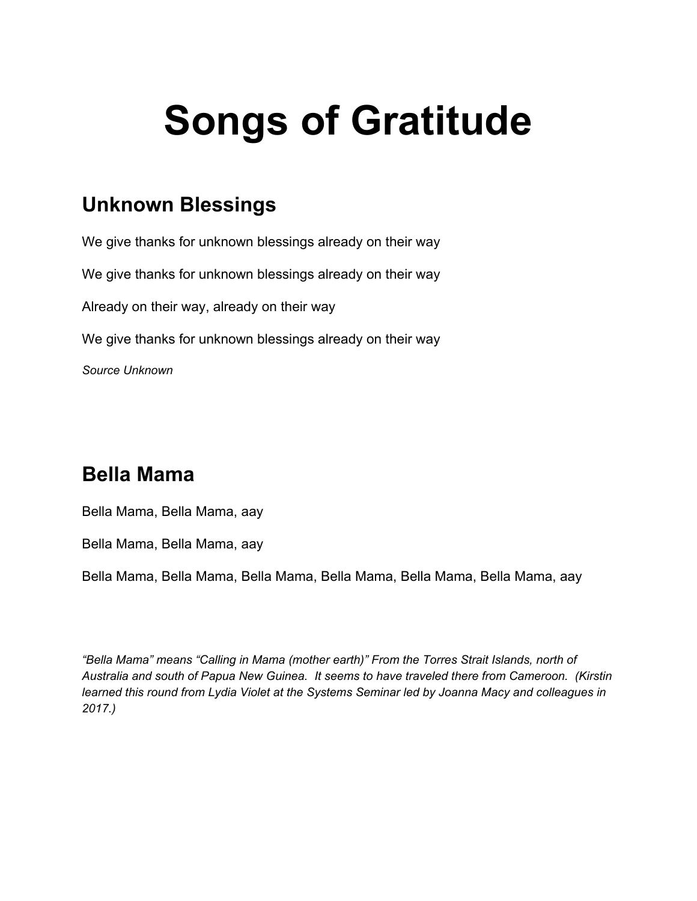# Songs of Gratitude

## Unknown Blessings

We give thanks for unknown blessings already on their way

We give thanks for unknown blessings already on their way

Already on their way, already on their way

We give thanks for unknown blessings already on their way

*Source Unknown*

## Bella Mama

Bella Mama, Bella Mama, aay

Bella Mama, Bella Mama, aay

Bella Mama, Bella Mama, Bella Mama, Bella Mama, Bella Mama, Bella Mama, aay

*“Bella Mama” means “Calling in Mama (mother earth)” From the Torres Strait Islands, north of Australia and south of Papua New Guinea. It seems to have traveled there from Cameroon. (Kirstin learned this round from Lydia Violet at the Systems Seminar led by Joanna Macy and colleagues in 2017.)*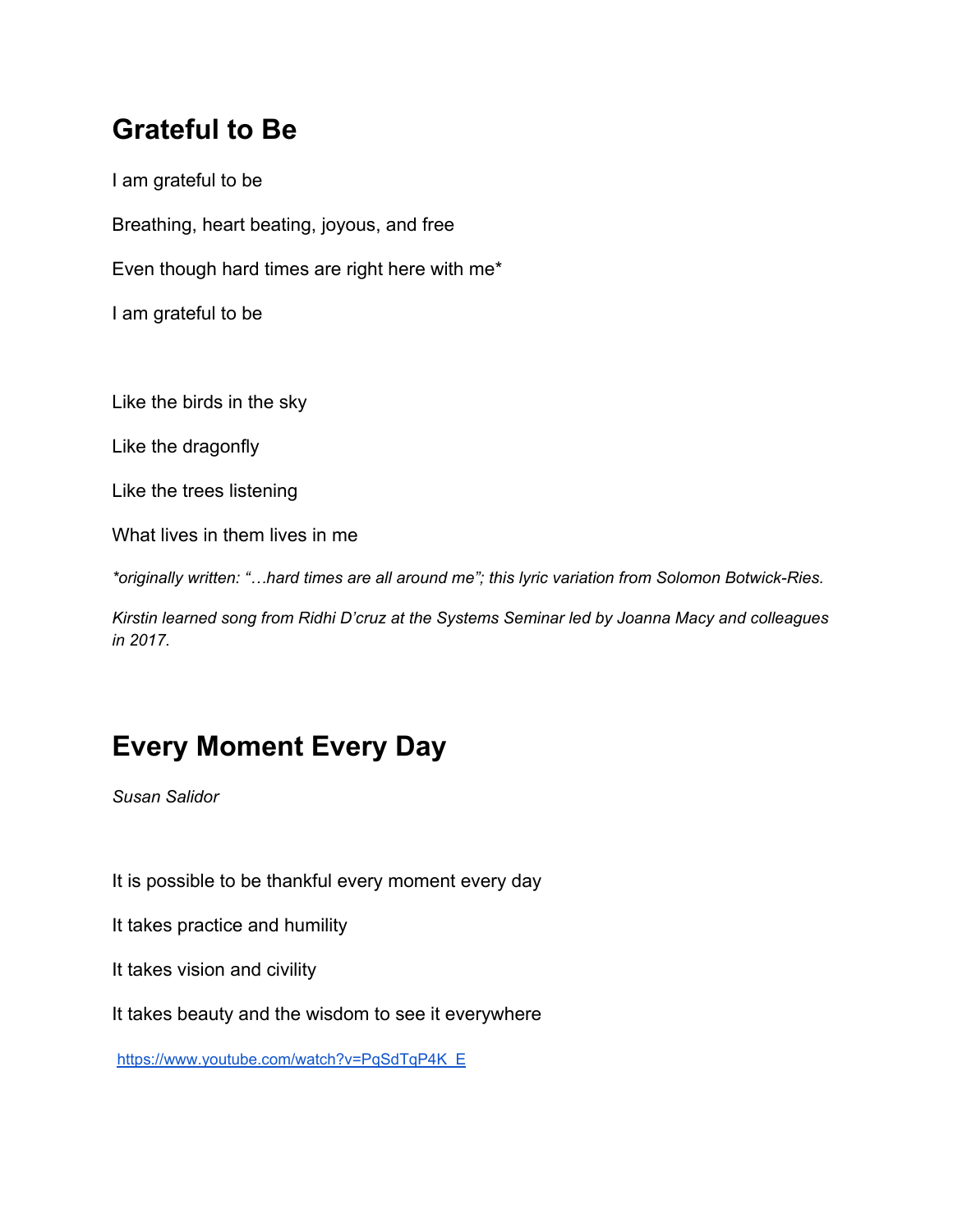## Grateful to Be

I am grateful to be

Breathing, heart beating, joyous, and free

Even though hard times are right here with me*

I am grateful to be

Like the birds in the sky

Like the dragonfly

Like the trees listening

What lives in them lives in me

*\*originally written: "…hard times are all around me"; this lyric variation from Solomon Botwick-Ries.*

*Kirstin learned song from Ridhi D'cruz at the Systems Seminar led by Joanna Macy and colleagues in 2017.*

## Every Moment Every Day

*Susan Salidor*

It is possible to be thankful every moment every day

It takes practice and humility

It takes vision and civility

It takes beauty and the wisdom to see it everywhere

https://www.youtube.com/watch?v=PqSdTqP4K_E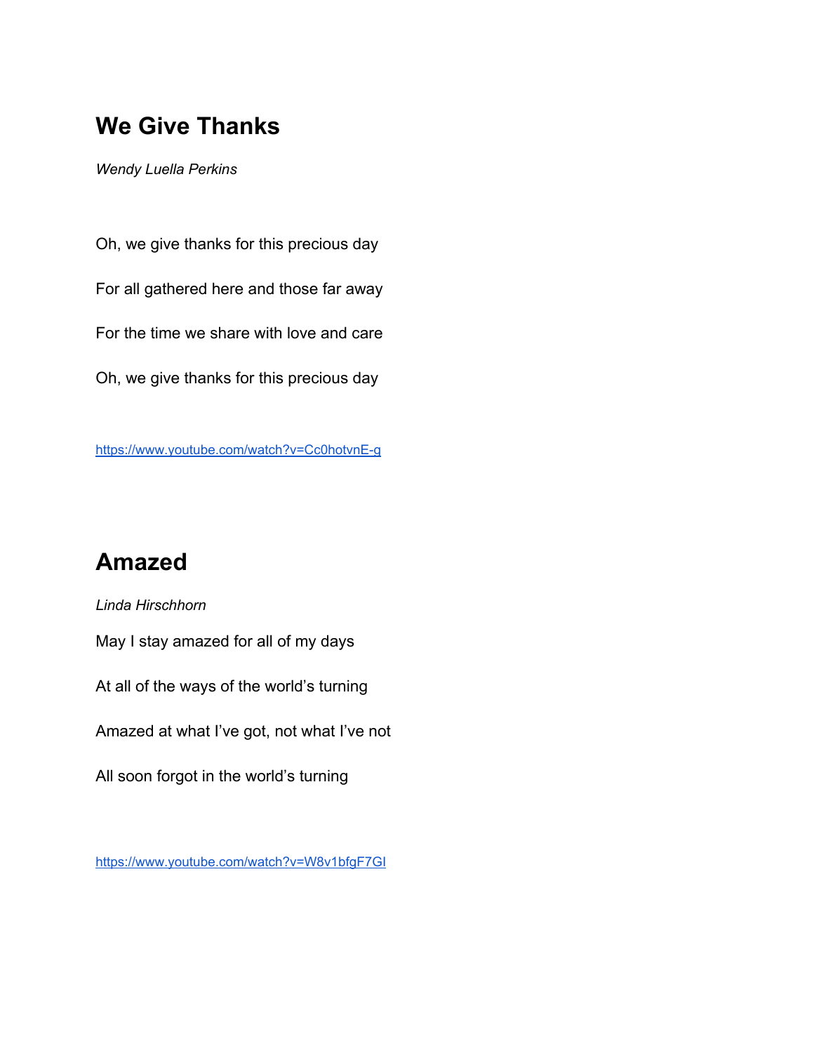## We Give Thanks

*Wendy Luella Perkins*

Oh, we give thanks for this precious day

For all gathered here and those far away

For the time we share with love and care

Oh, we give thanks for this precious day

https://www.youtube.com/watch?v=Cc0hotvnE-g

## Amazed

*Linda Hirschhorn*

May I stay amazed for all of my days

At all of the ways of the world's turning

Amazed at what I've got, not what I've not

All soon forgot in the world's turning

https://www.youtube.com/watch?v=W8v1bfgF7GI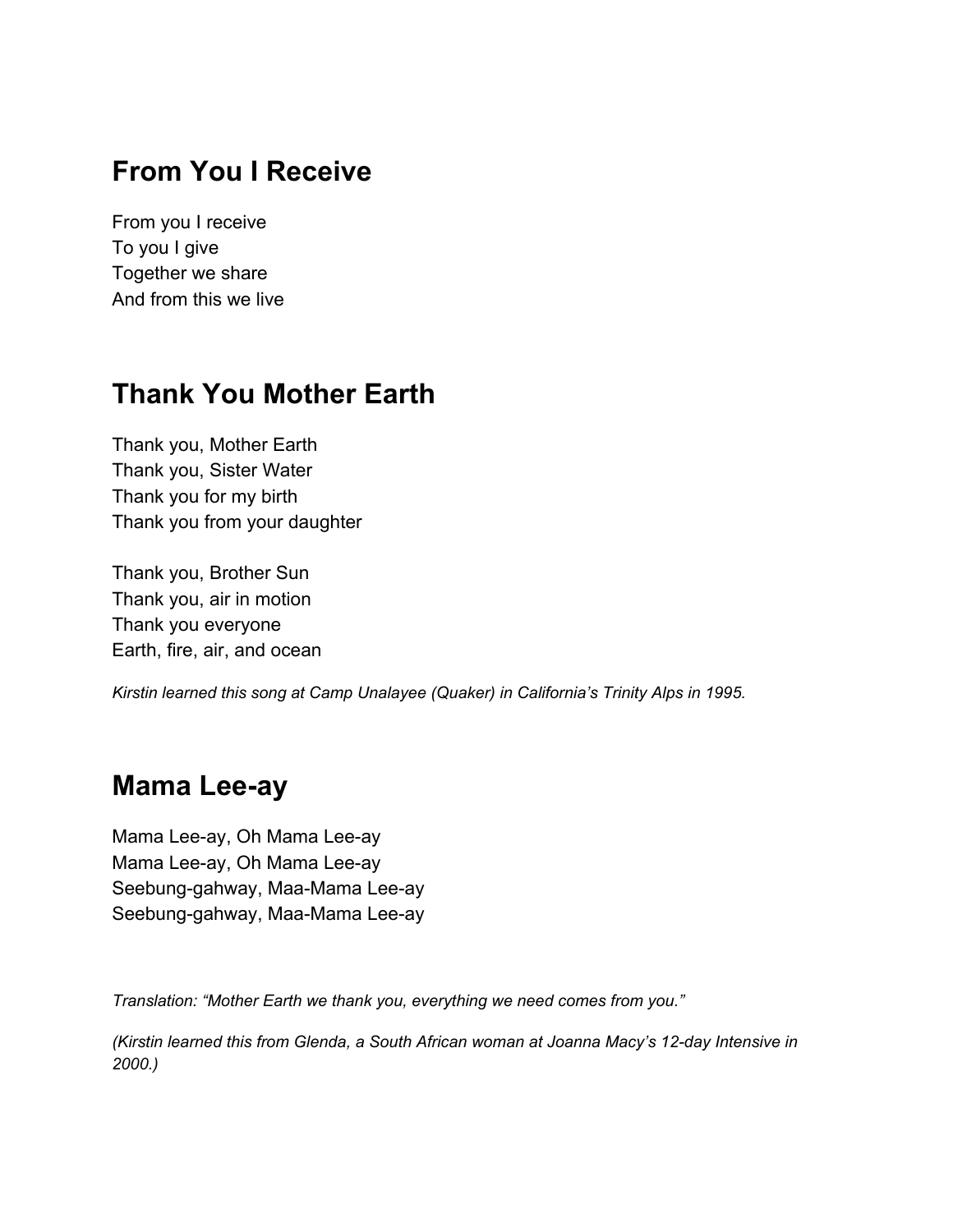## From You I Receive

From you I receive
To you I give
Together we share
And from this we live

## Thank You Mother Earth

Thank you, Mother Earth
Thank you, Sister Water
Thank you for my birth
Thank you from your daughter

Thank you, Brother Sun
Thank you, air in motion
Thank you everyone
Earth, fire, air, and ocean

*Kirstin learned this song at Camp Unalayee (Quaker) in California's Trinity Alps in 1995.*

## Mama Lee-ay

Mama Lee-ay, Oh Mama Lee-ay
Mama Lee-ay, Oh Mama Lee-ay
Seebung-gahway, Maa-Mama Lee-ay
Seebung-gahway, Maa-Mama Lee-ay

*Translation: "Mother Earth we thank you, everything we need comes from you."*

*(Kirstin learned this from Glenda, a South African woman at Joanna Macy's 12-day Intensive in 2000.)*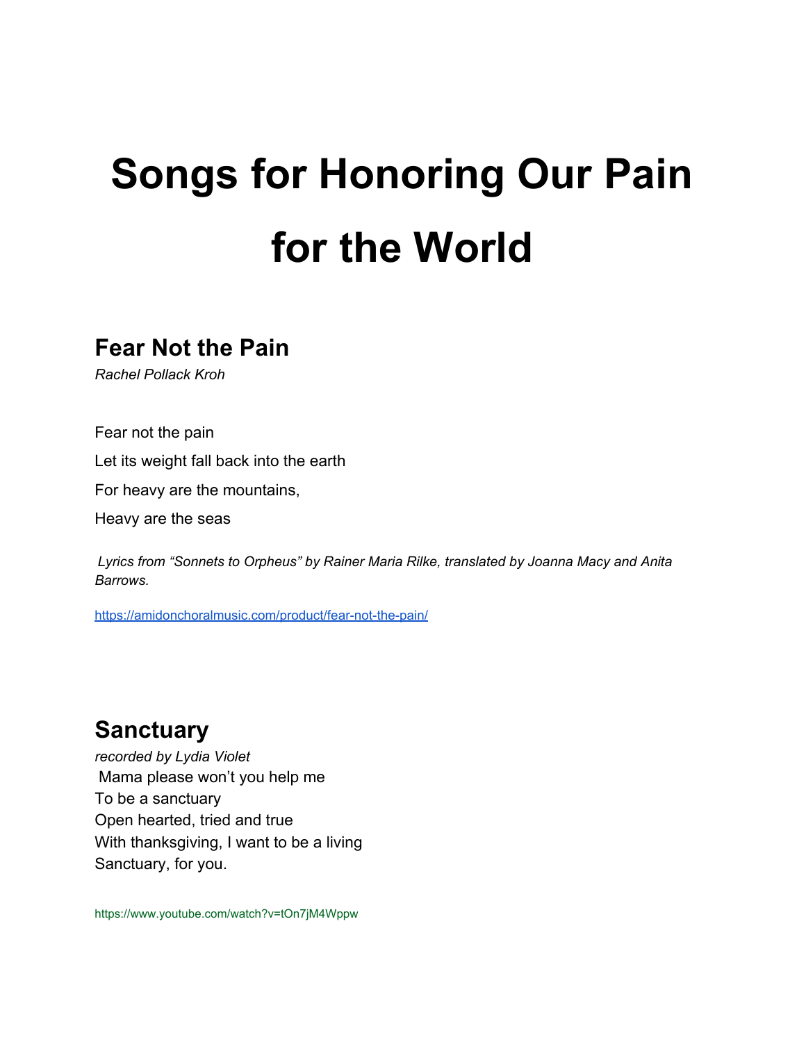# Songs for Honoring Our Pain for the World

## Fear Not the Pain

*Rachel Pollack Kroh*

Fear not the pain

Let its weight fall back into the earth

For heavy are the mountains,

Heavy are the seas

*Lyrics from "Sonnets to Orpheus" by Rainer Maria Rilke, translated by Joanna Macy and Anita Barrows.*

https://amidonchoralmusic.com/product/fear-not-the-pain/

## Sanctuary

*recorded by Lydia Violet*

Mama please won't you help me
To be a sanctuary
Open hearted, tried and true
With thanksgiving, I want to be a living
Sanctuary, for you.

https://www.youtube.com/watch?v=tOn7jM4Wppw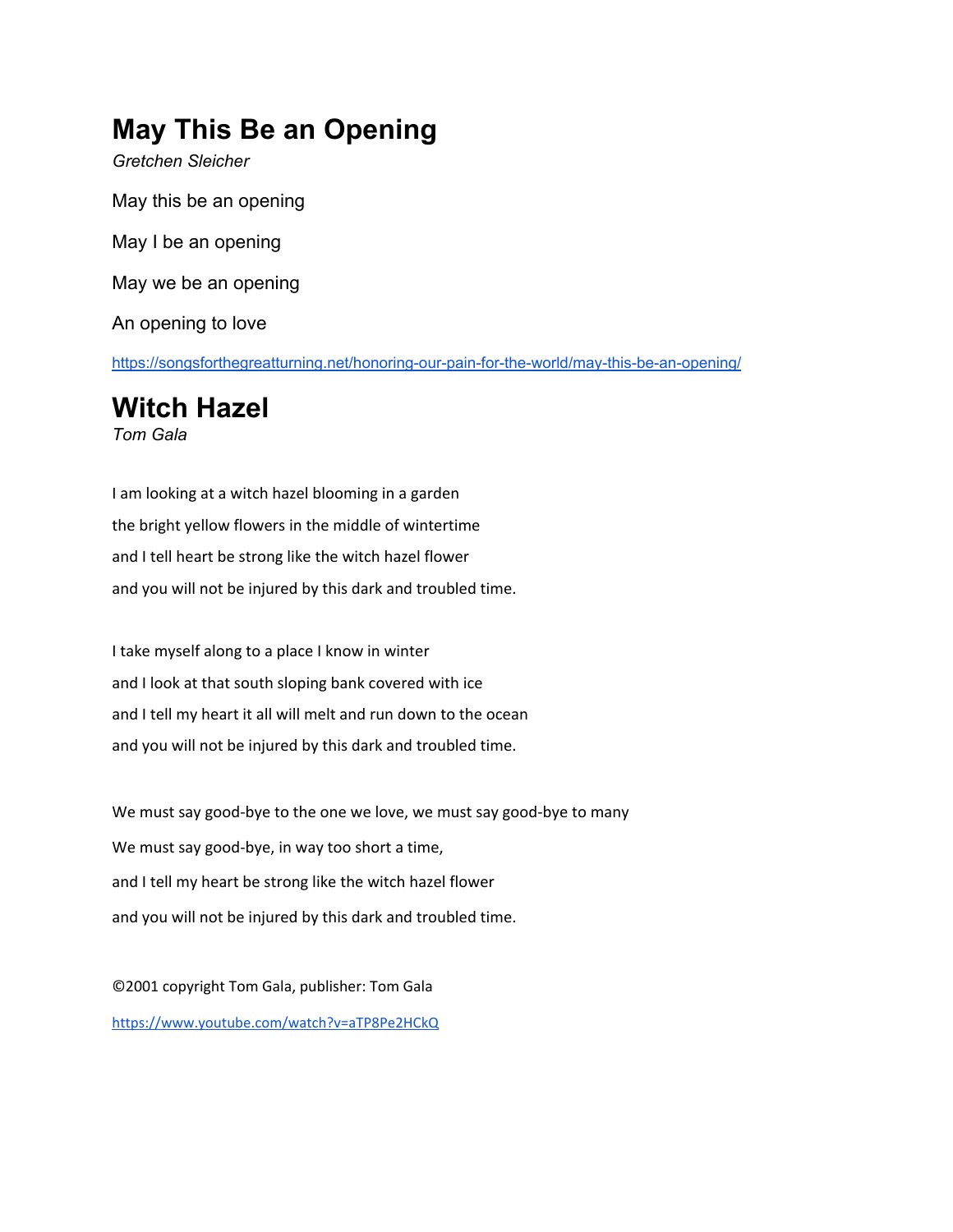# May This Be an Opening

*Gretchen Sleicher*

May this be an opening

May I be an opening

May we be an opening

An opening to love

https://songsforthegreatturning.net/honoring-our-pain-for-the-world/may-this-be-an-opening/

# Witch Hazel

*Tom Gala*

I am looking at a witch hazel blooming in a garden

the bright yellow flowers in the middle of wintertime

and I tell heart be strong like the witch hazel flower

and you will not be injured by this dark and troubled time.

I take myself along to a place I know in winter

and I look at that south sloping bank covered with ice

and I tell my heart it all will melt and run down to the ocean

and you will not be injured by this dark and troubled time.

We must say good-bye to the one we love, we must say good-bye to many

We must say good-bye, in way too short a time,

and I tell my heart be strong like the witch hazel flower

and you will not be injured by this dark and troubled time.

©2001 copyright Tom Gala, publisher: Tom Gala

https://www.youtube.com/watch?v=aTP8Pe2HCkQ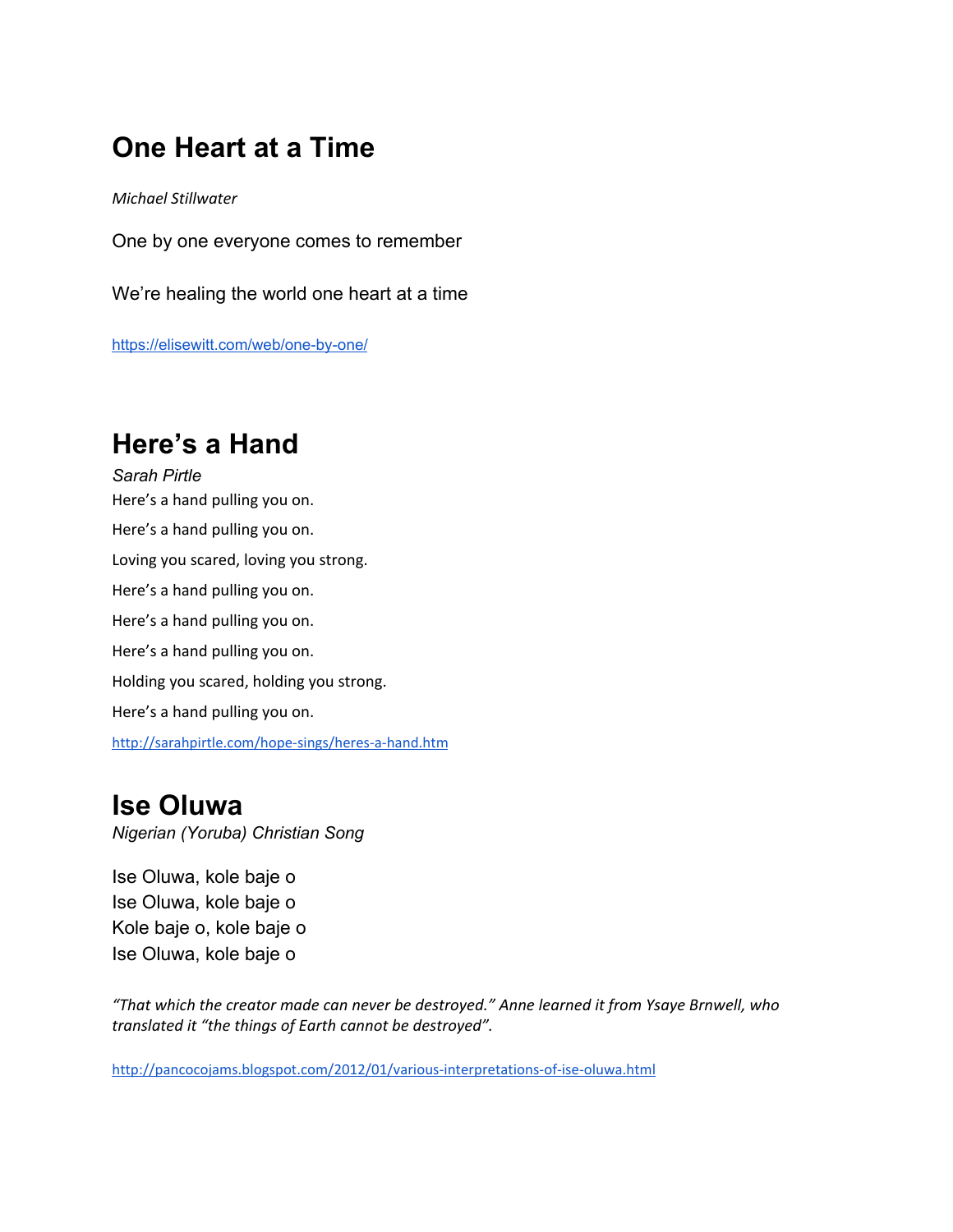## One Heart at a Time

*Michael Stillwater*

One by one everyone comes to remember

We're healing the world one heart at a time

https://elisewitt.com/web/one-by-one/

## Here's a Hand

*Sarah Pirtle*

Here's a hand pulling you on.

Here's a hand pulling you on.

Loving you scared, loving you strong.

Here's a hand pulling you on.

Here's a hand pulling you on.

Here's a hand pulling you on.

Holding you scared, holding you strong.

Here's a hand pulling you on.

http://sarahpirtle.com/hope-sings/heres-a-hand.htm

## Ise Oluwa

*Nigerian (Yoruba) Christian Song*

Ise Oluwa, kole baje o
Ise Oluwa, kole baje o
Kole baje o, kole baje o
Ise Oluwa, kole baje o

*"That which the creator made can never be destroyed." Anne learned it from Ysaye Brnwell, who translated it "the things of Earth cannot be destroyed".*

http://pancocojams.blogspot.com/2012/01/various-interpretations-of-ise-oluwa.html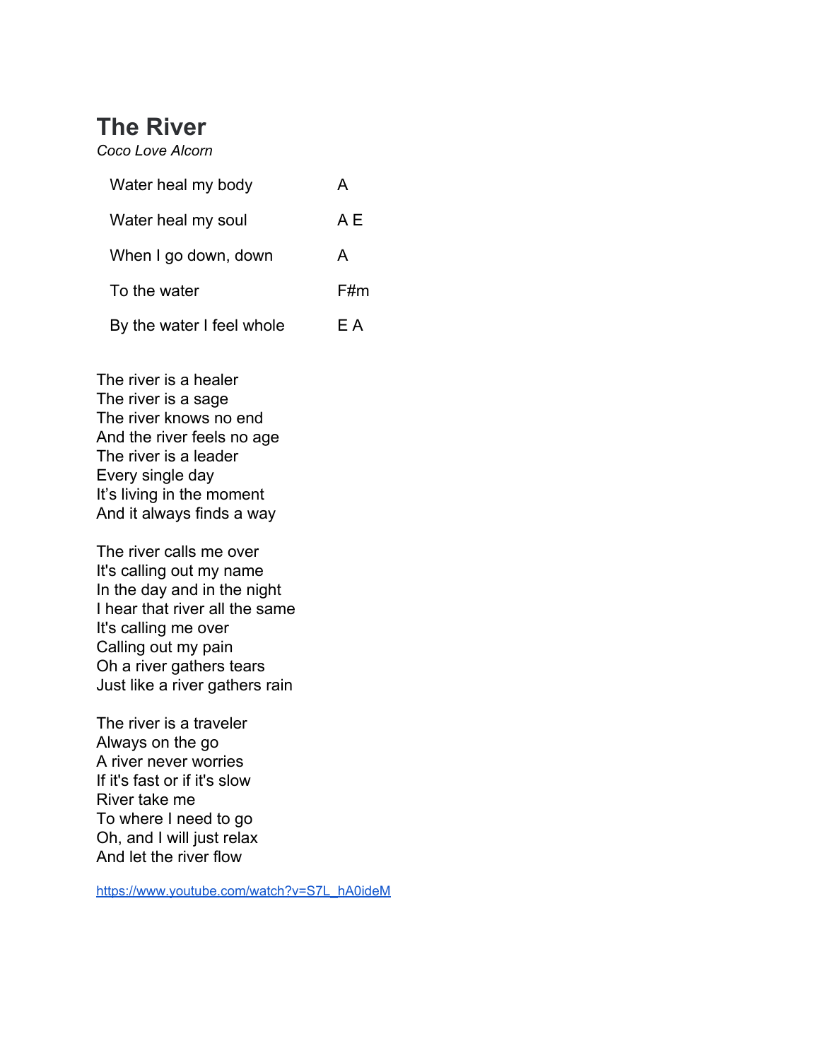# The River

*Coco Love Alcorn*

| | |
|---|---|
| Water heal my body | A |
| Water heal my soul | A E |
| When I go down, down | A |
| To the water | F#m |
| By the water I feel whole | E A |

The river is a healer
The river is a sage
The river knows no end
And the river feels no age
The river is a leader
Every single day
It's living in the moment
And it always finds a way

The river calls me over
It's calling out my name
In the day and in the night
I hear that river all the same
It's calling me over
Calling out my pain
Oh a river gathers tears
Just like a river gathers rain

The river is a traveler
Always on the go
A river never worries
If it's fast or if it's slow
River take me
To where I need to go
Oh, and I will just relax
And let the river flow

https://www.youtube.com/watch?v=S7L_hA0ideM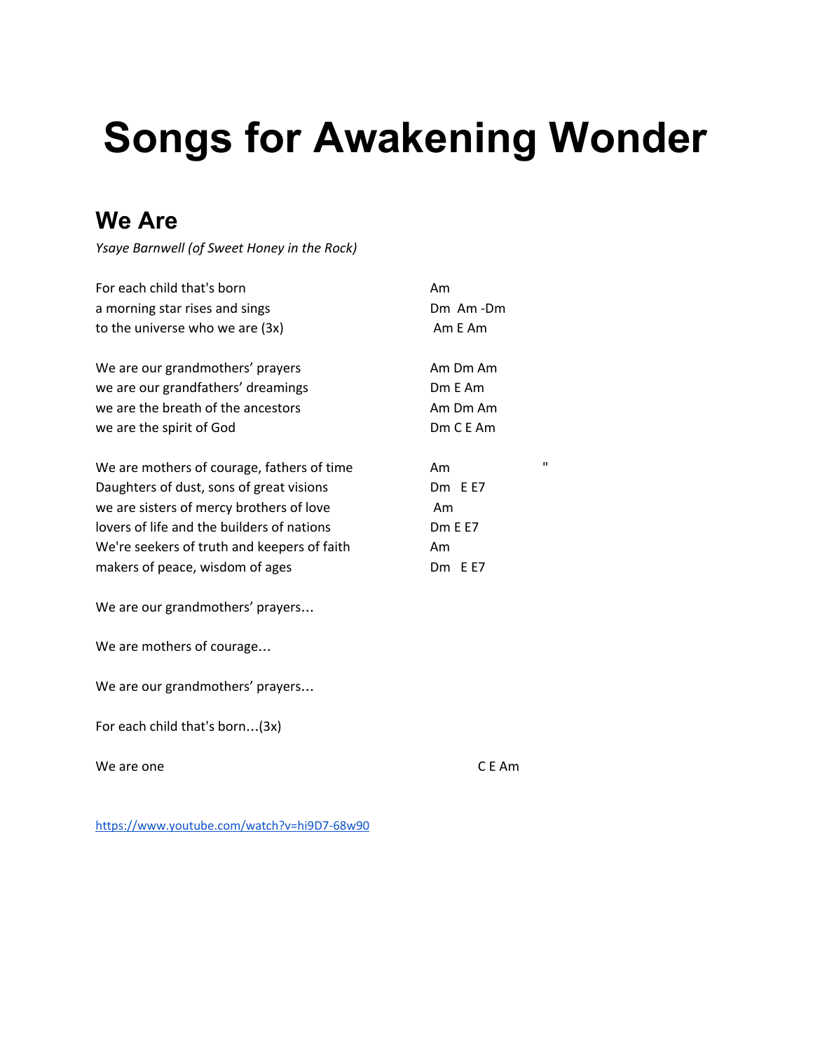# Songs for Awakening Wonder

## We Are

*Ysaye Barnwell (of Sweet Honey in the Rock)*

| Lyrics | Chords |
|---|---|
| For each child that's born | Am |
| a morning star rises and sings | Dm Am -Dm |
| to the universe who we are (3x) | Am E Am |
| | |
| We are our grandmothers' prayers | Am Dm Am |
| we are our grandfathers' dreamings | Dm E Am |
| we are the breath of the ancestors | Am Dm Am |
| we are the spirit of God | Dm C E Am |
| | |
| We are mothers of courage, fathers of time | Am " |
| Daughters of dust, sons of great visions | Dm E E7 |
| we are sisters of mercy brothers of love | Am |
| lovers of life and the builders of nations | Dm E E7 |
| We're seekers of truth and keepers of faith | Am |
| makers of peace, wisdom of ages | Dm E E7 |

We are our grandmothers' prayers…

We are mothers of courage…

We are our grandmothers' prayers…

For each child that's born…(3x)

| | |
|---|---|
| We are one | C E Am |

https://www.youtube.com/watch?v=hi9D7-68w90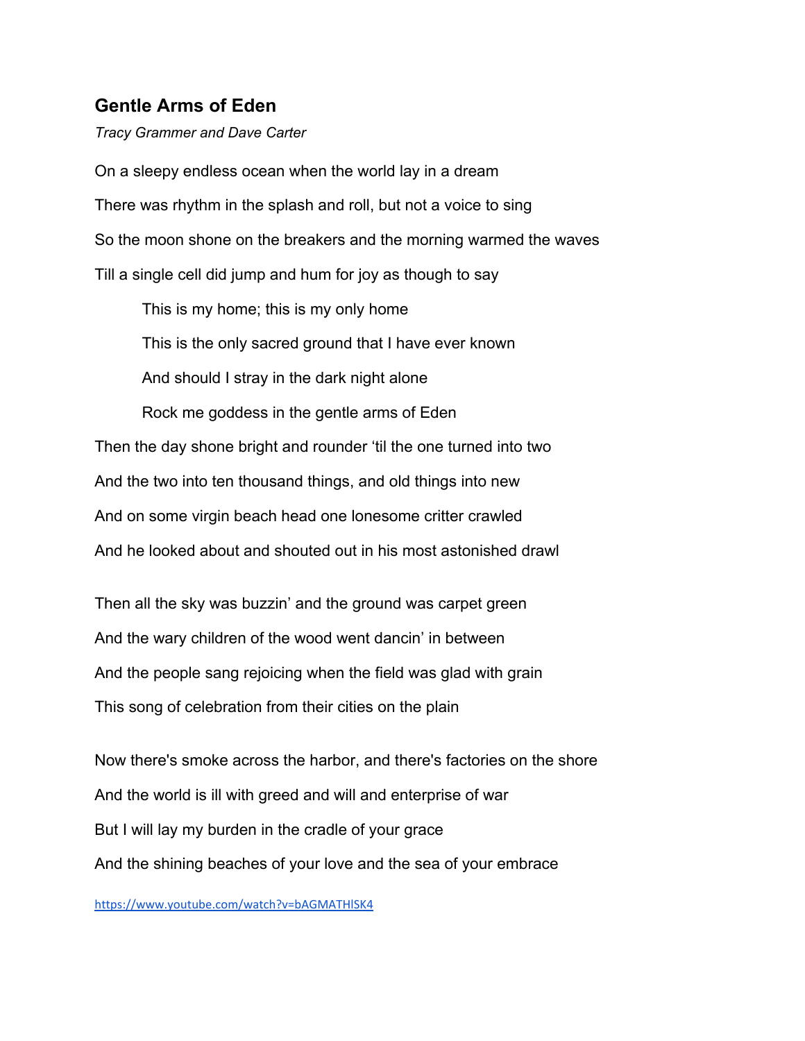## Gentle Arms of Eden

*Tracy Grammer and Dave Carter*

On a sleepy endless ocean when the world lay in a dream

There was rhythm in the splash and roll, but not a voice to sing

So the moon shone on the breakers and the morning warmed the waves

Till a single cell did jump and hum for joy as though to say

> This is my home; this is my only home
>
> This is the only sacred ground that I have ever known
>
> And should I stray in the dark night alone
>
> Rock me goddess in the gentle arms of Eden

Then the day shone bright and rounder 'til the one turned into two

And the two into ten thousand things, and old things into new

And on some virgin beach head one lonesome critter crawled

And he looked about and shouted out in his most astonished drawl

Then all the sky was buzzin' and the ground was carpet green

And the wary children of the wood went dancin' in between

And the people sang rejoicing when the field was glad with grain

This song of celebration from their cities on the plain

Now there's smoke across the harbor, and there's factories on the shore

And the world is ill with greed and will and enterprise of war

But I will lay my burden in the cradle of your grace

And the shining beaches of your love and the sea of your embrace

https://www.youtube.com/watch?v=bAGMATHlSK4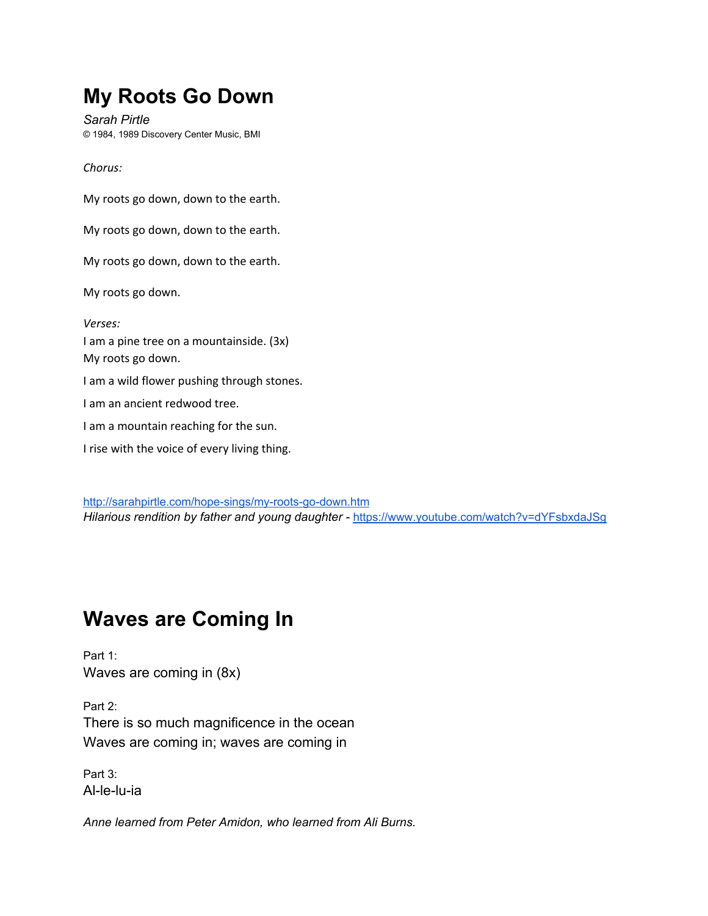# My Roots Go Down

*Sarah Pirtle*
© 1984, 1989 Discovery Center Music, BMI

*Chorus:*

My roots go down, down to the earth.

My roots go down, down to the earth.

My roots go down, down to the earth.

My roots go down.

*Verses:*
I am a pine tree on a mountainside. (3x)
My roots go down.

I am a wild flower pushing through stones.

I am an ancient redwood tree.

I am a mountain reaching for the sun.

I rise with the voice of every living thing.

http://sarahpirtle.com/hope-sings/my-roots-go-down.htm
*Hilarious rendition by father and young daughter -* https://www.youtube.com/watch?v=dYFsbxdaJSg

# Waves are Coming In

Part 1:
Waves are coming in (8x)

Part 2:
There is so much magnificence in the ocean
Waves are coming in; waves are coming in

Part 3:
Al-le-lu-ia

*Anne learned from Peter Amidon, who learned from Ali Burns.*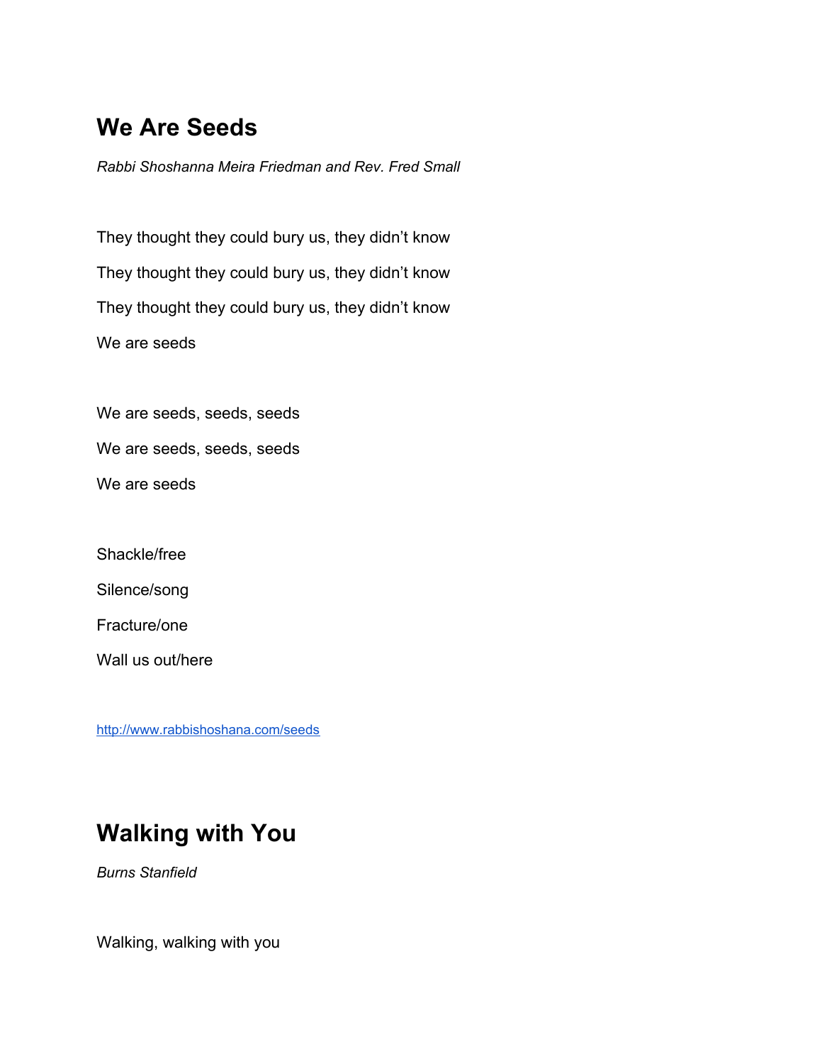## We Are Seeds

*Rabbi Shoshanna Meira Friedman and Rev. Fred Small*

They thought they could bury us, they didn't know

They thought they could bury us, they didn't know

They thought they could bury us, they didn't know

We are seeds

We are seeds, seeds, seeds

We are seeds, seeds, seeds

We are seeds

Shackle/free

Silence/song

Fracture/one

Wall us out/here

http://www.rabbishoshana.com/seeds

## Walking with You

*Burns Stanfield*

Walking, walking with you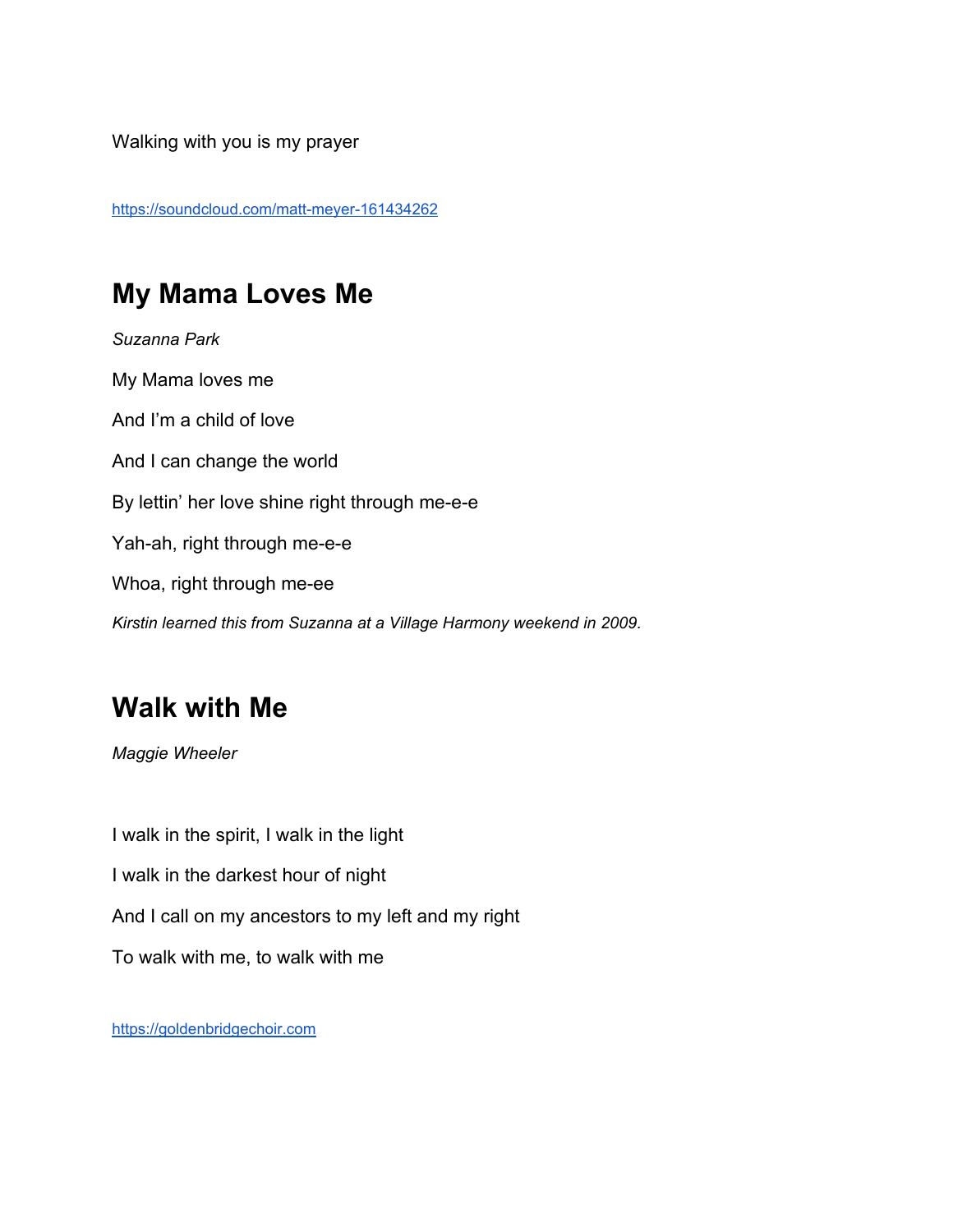Walking with you is my prayer

https://soundcloud.com/matt-meyer-161434262

## My Mama Loves Me

*Suzanna Park*

My Mama loves me

And I'm a child of love

And I can change the world

By lettin' her love shine right through me-e-e

Yah-ah, right through me-e-e

Whoa, right through me-ee

*Kirstin learned this from Suzanna at a Village Harmony weekend in 2009.*

## Walk with Me

*Maggie Wheeler*

I walk in the spirit, I walk in the light

I walk in the darkest hour of night

And I call on my ancestors to my left and my right

To walk with me, to walk with me

https://goldenbridgechoir.com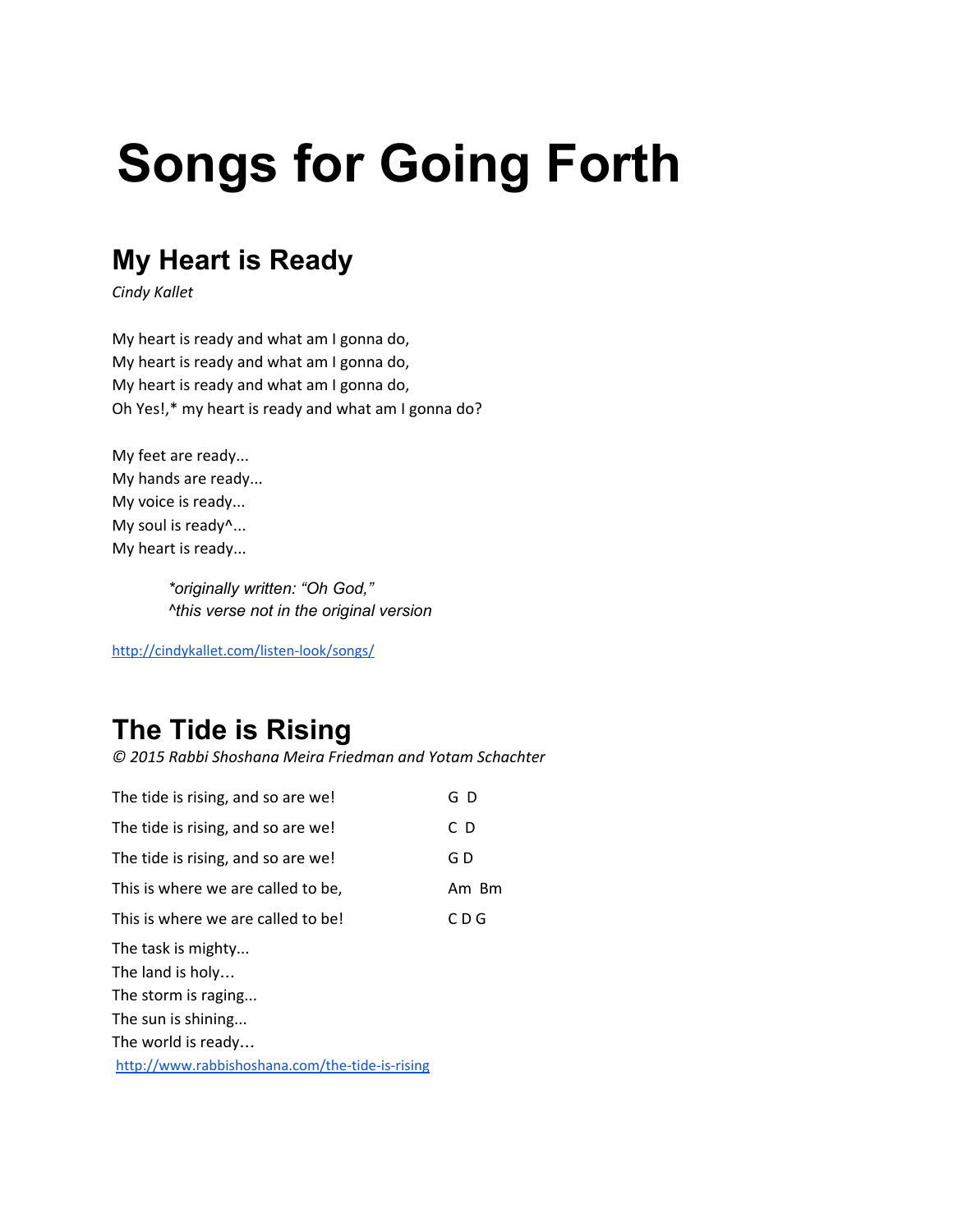# Songs for Going Forth

## My Heart is Ready

*Cindy Kallet*

My heart is ready and what am I gonna do,
My heart is ready and what am I gonna do,
My heart is ready and what am I gonna do,
Oh Yes!,* my heart is ready and what am I gonna do?

My feet are ready...
My hands are ready...
My voice is ready...
My soul is ready^...
My heart is ready...

> *\*originally written: "Oh God,"*
> *^this verse not in the original version*

http://cindykallet.com/listen-look/songs/

## The Tide is Rising

*© 2015 Rabbi Shoshana Meira Friedman and Yotam Schachter*

| | |
|---|---|
| The tide is rising, and so are we! | G D |
| The tide is rising, and so are we! | C D |
| The tide is rising, and so are we! | G D |
| This is where we are called to be, | Am Bm |
| This is where we are called to be! | C D G |

The task is mighty...
The land is holy…
The storm is raging...
The sun is shining...
The world is ready…

http://www.rabbishoshana.com/the-tide-is-rising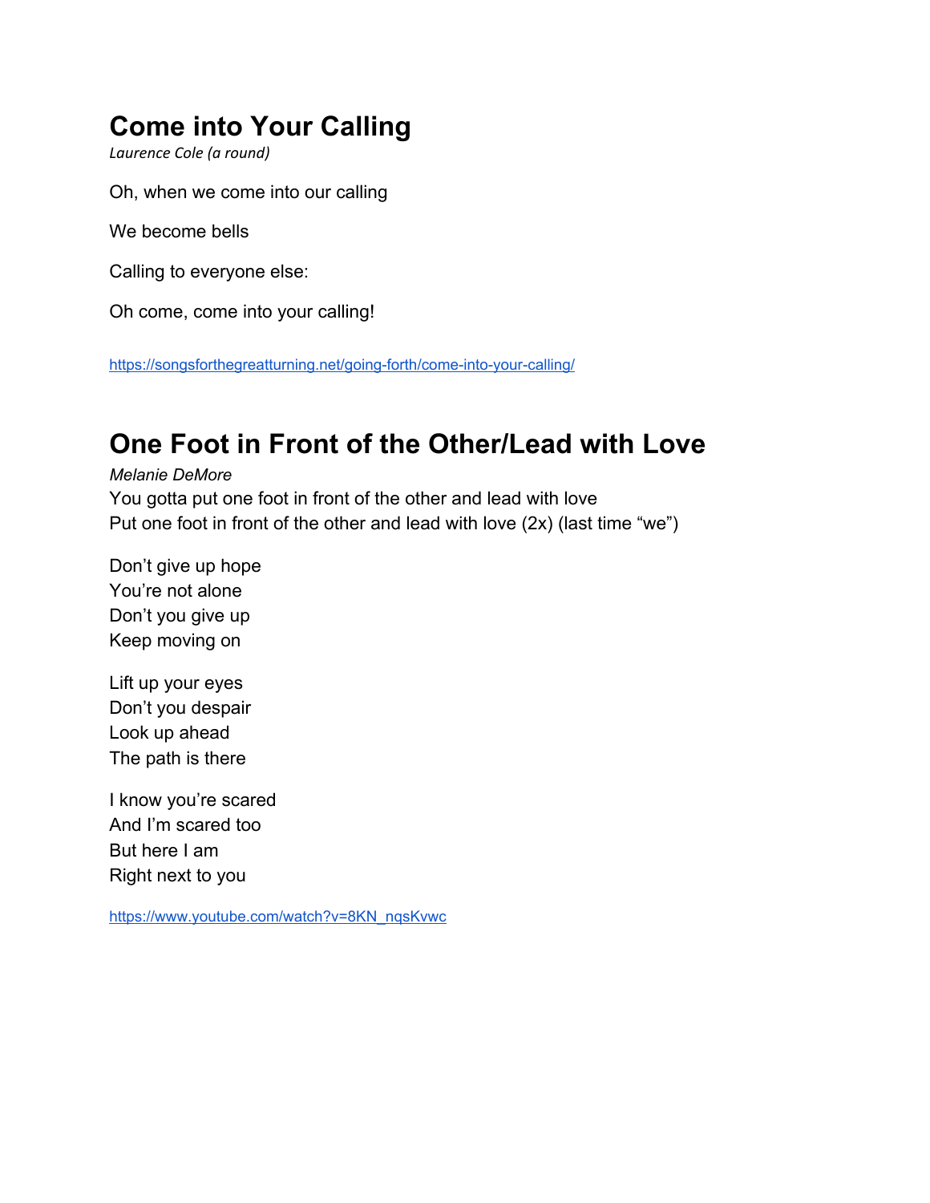## Come into Your Calling

*Laurence Cole (a round)*

Oh, when we come into our calling

We become bells

Calling to everyone else:

Oh come, come into your calling!

https://songsforthegreatturning.net/going-forth/come-into-your-calling/

## One Foot in Front of the Other/Lead with Love

*Melanie DeMore*

You gotta put one foot in front of the other and lead with love
Put one foot in front of the other and lead with love (2x) (last time "we")

Don't give up hope
You're not alone
Don't you give up
Keep moving on

Lift up your eyes
Don't you despair
Look up ahead
The path is there

I know you're scared
And I'm scared too
But here I am
Right next to you

https://www.youtube.com/watch?v=8KN_nqsKvwc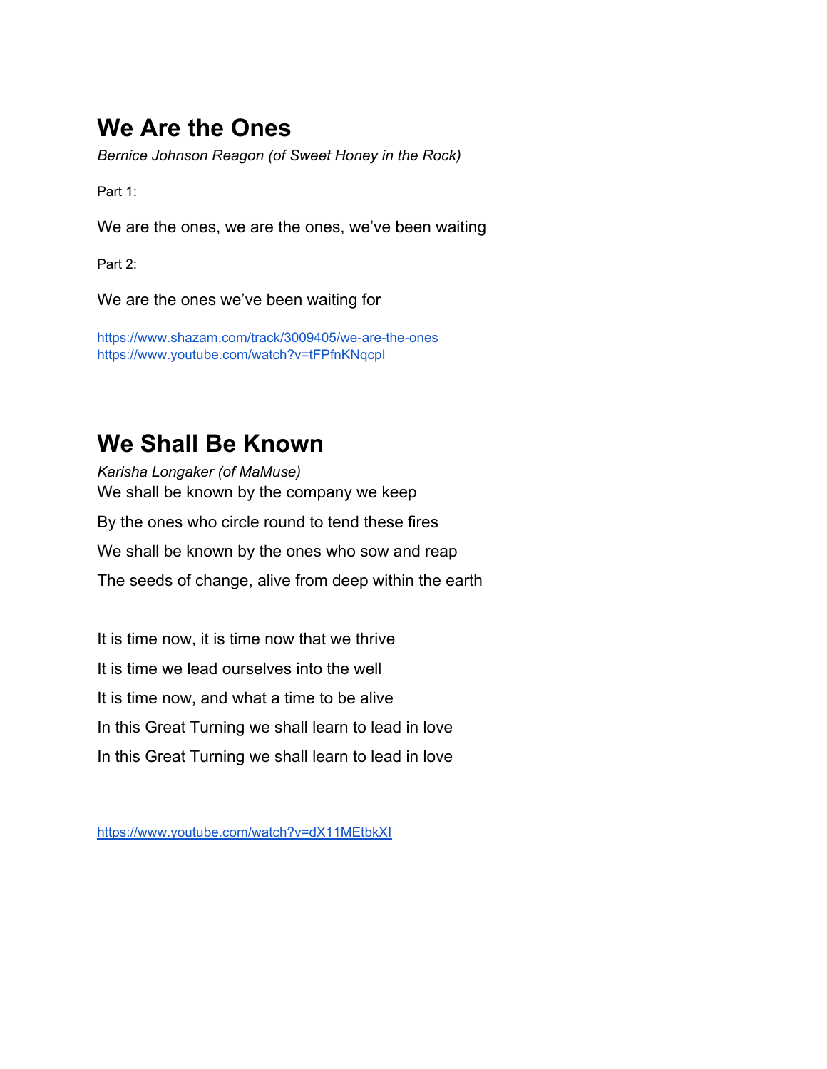# We Are the Ones

*Bernice Johnson Reagon (of Sweet Honey in the Rock)*

Part 1:

We are the ones, we are the ones, we've been waiting

Part 2:

We are the ones we've been waiting for

https://www.shazam.com/track/3009405/we-are-the-ones
https://www.youtube.com/watch?v=tFPfnKNqcpI

# We Shall Be Known

*Karisha Longaker (of MaMuse)*

We shall be known by the company we keep

By the ones who circle round to tend these fires

We shall be known by the ones who sow and reap

The seeds of change, alive from deep within the earth

It is time now, it is time now that we thrive

It is time we lead ourselves into the well

It is time now, and what a time to be alive

In this Great Turning we shall learn to lead in love

In this Great Turning we shall learn to lead in love

https://www.youtube.com/watch?v=dX11MEtbkXI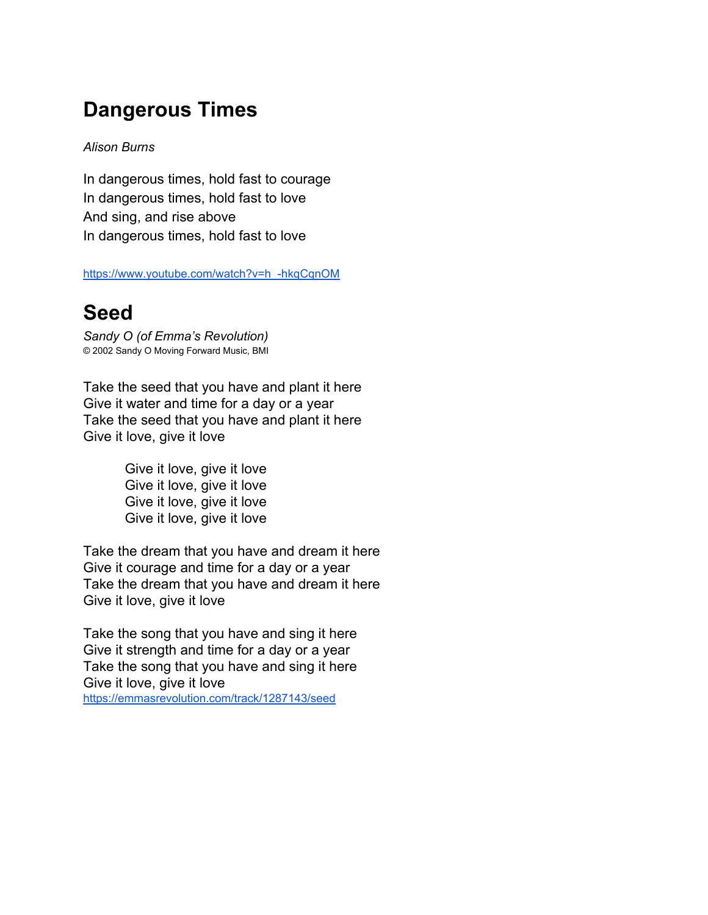# Dangerous Times

*Alison Burns*

In dangerous times, hold fast to courage
In dangerous times, hold fast to love
And sing, and rise above
In dangerous times, hold fast to love

https://www.youtube.com/watch?v=h_-hkqCqnOM

# Seed

*Sandy O (of Emma's Revolution)*
© 2002 Sandy O Moving Forward Music, BMI

Take the seed that you have and plant it here
Give it water and time for a day or a year
Take the seed that you have and plant it here
Give it love, give it love

> Give it love, give it love
> Give it love, give it love
> Give it love, give it love
> Give it love, give it love

Take the dream that you have and dream it here
Give it courage and time for a day or a year
Take the dream that you have and dream it here
Give it love, give it love

Take the song that you have and sing it here
Give it strength and time for a day or a year
Take the song that you have and sing it here
Give it love, give it love
https://emmasrevolution.com/track/1287143/seed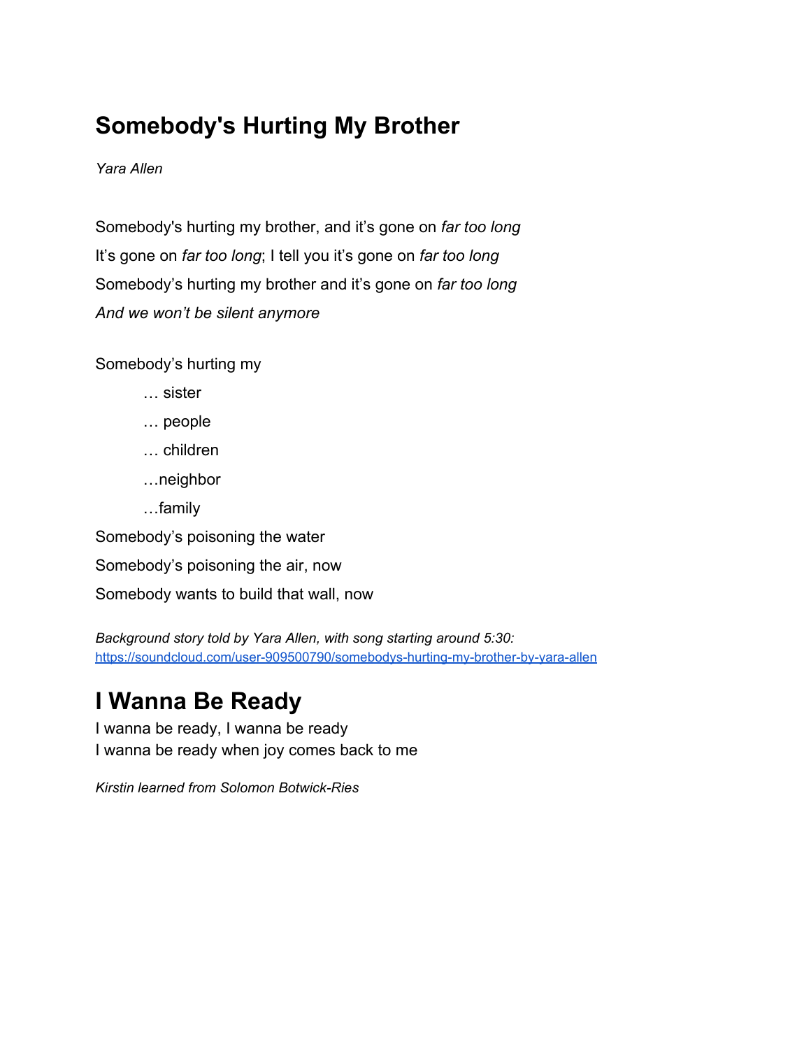# Somebody's Hurting My Brother

*Yara Allen*

Somebody's hurting my brother, and it's gone on *far too long*
It's gone on *far too long*; I tell you it's gone on *far too long*
Somebody's hurting my brother and it's gone on *far too long*
*And we won't be silent anymore*

Somebody's hurting my
… sister
… people
… children
…neighbor
…family
Somebody's poisoning the water
Somebody's poisoning the air, now
Somebody wants to build that wall, now

*Background story told by Yara Allen, with song starting around 5:30:*
https://soundcloud.com/user-909500790/somebodys-hurting-my-brother-by-yara-allen

# I Wanna Be Ready

I wanna be ready, I wanna be ready
I wanna be ready when joy comes back to me

*Kirstin learned from Solomon Botwick-Ries*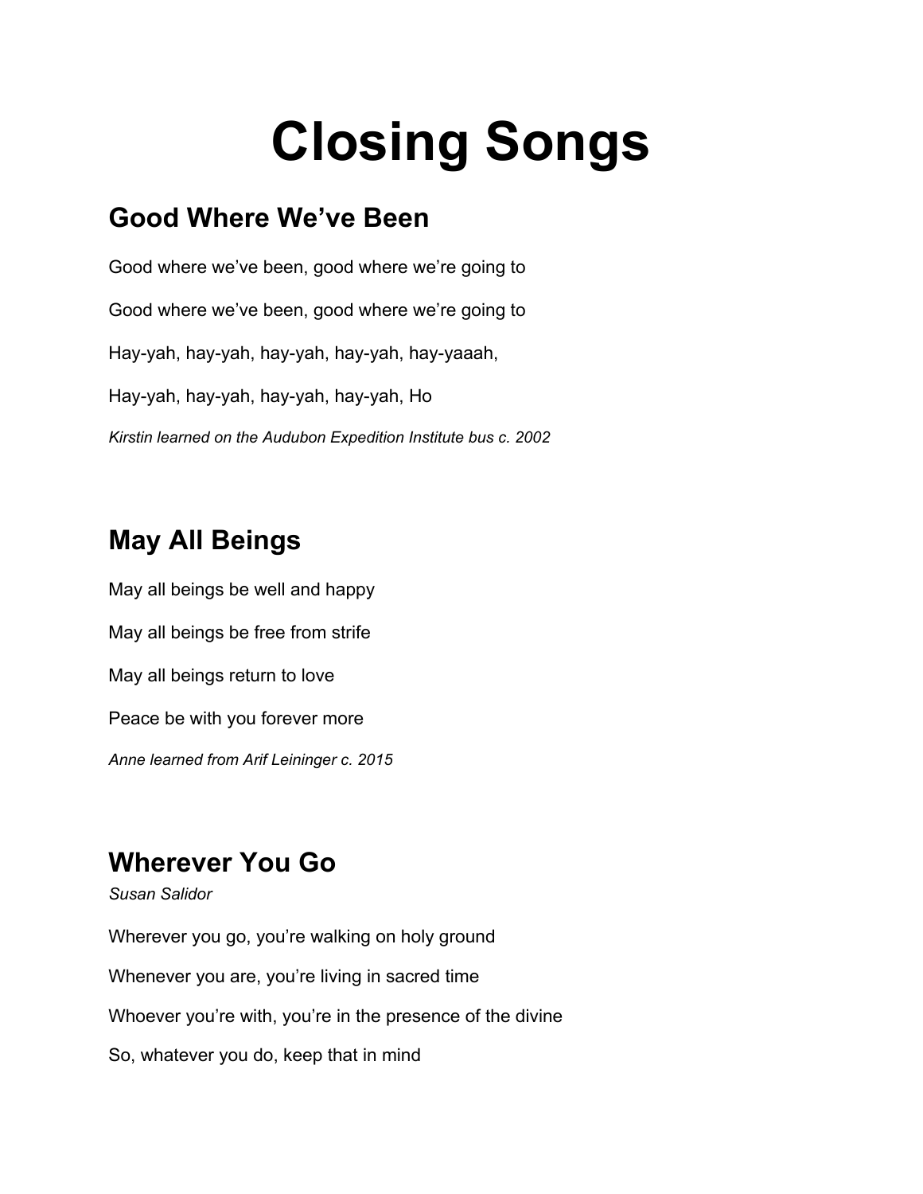# Closing Songs

## Good Where We've Been

Good where we've been, good where we're going to

Good where we've been, good where we're going to

Hay-yah, hay-yah, hay-yah, hay-yah, hay-yaaah,

Hay-yah, hay-yah, hay-yah, hay-yah, Ho

*Kirstin learned on the Audubon Expedition Institute bus c. 2002*

## May All Beings

May all beings be well and happy

May all beings be free from strife

May all beings return to love

Peace be with you forever more

*Anne learned from Arif Leininger c. 2015*

## Wherever You Go

*Susan Salidor*

Wherever you go, you're walking on holy ground

Whenever you are, you're living in sacred time

Whoever you're with, you're in the presence of the divine

So, whatever you do, keep that in mind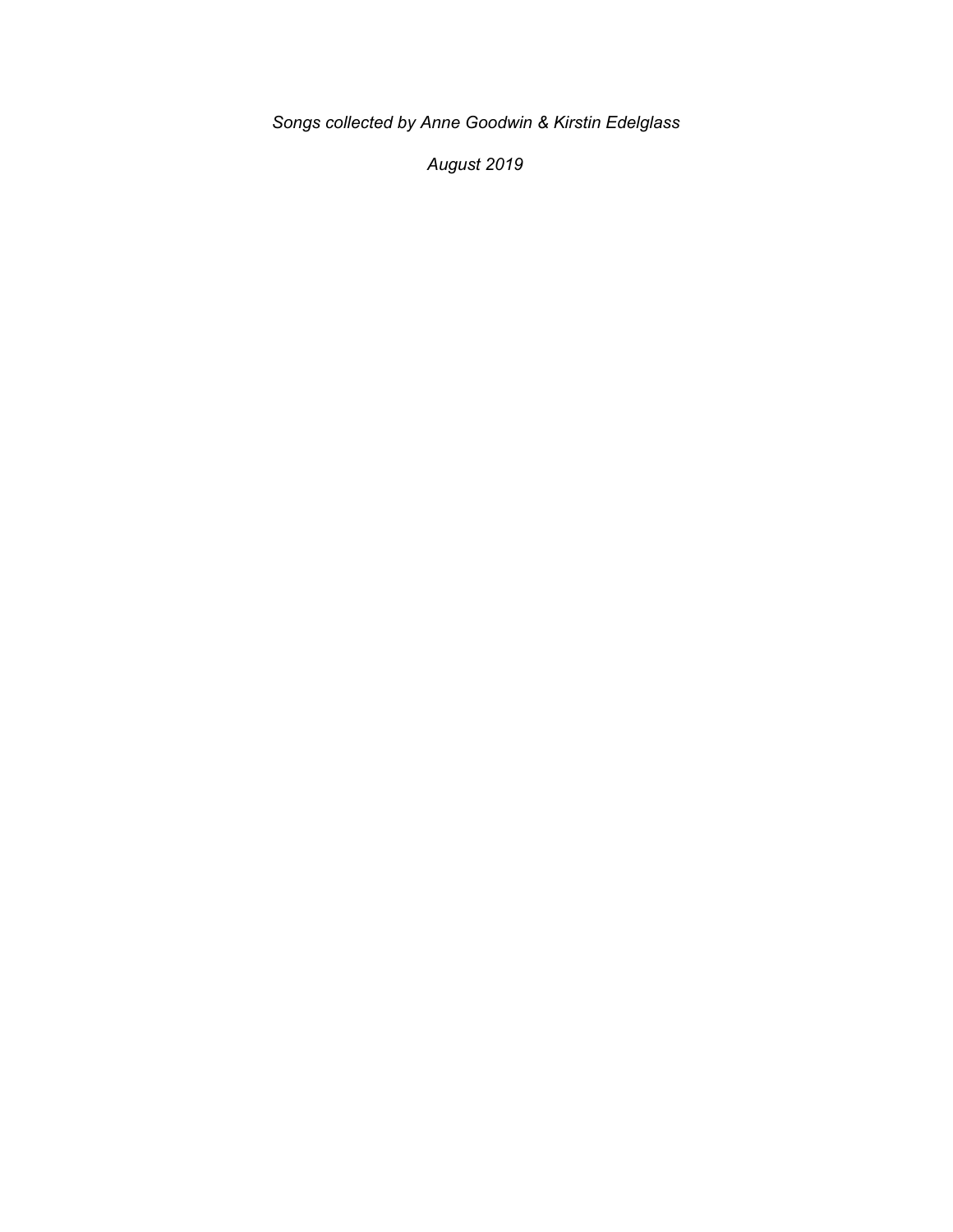*Songs collected by Anne Goodwin & Kirstin Edelglass*

*August 2019*